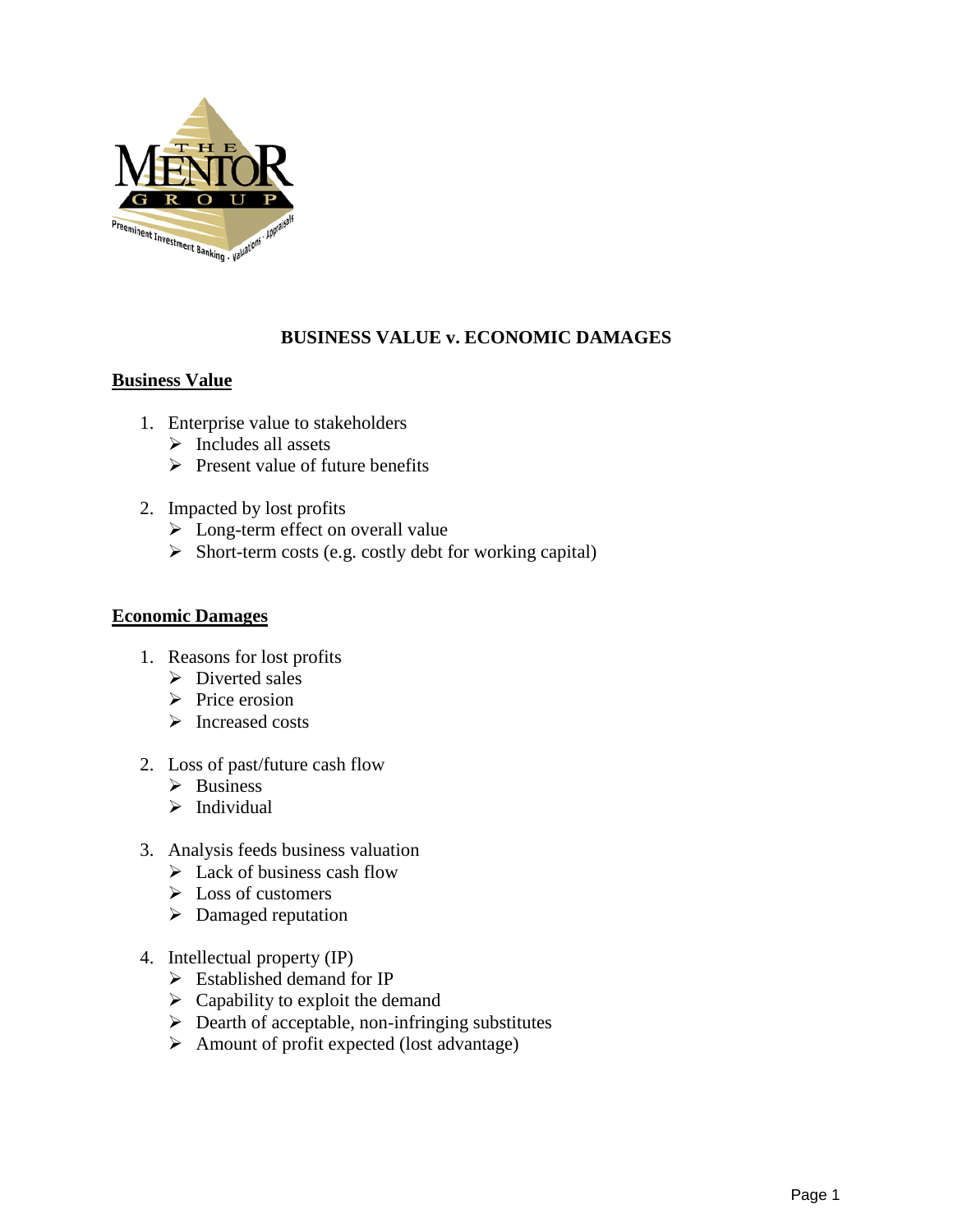# BUSINESS VALUE v. ECONOMIC DAMAGES

## Business Value

1. Enterprise value to stakeholders
   - Includes all assets
   - Present value of future benefits

2. Impacted by lost profits
   - Long-term effect on overall value
   - Short-term costs (e.g. costly debt for working capital)

## Economic Damages

1. Reasons for lost profits
   - Diverted sales
   - Price erosion
   - Increased costs

2. Loss of past/future cash flow
   - Business
   - Individual

3. Analysis feeds business valuation
   - Lack of business cash flow
   - Loss of customers
   - Damaged reputation

4. Intellectual property (IP)
   - Established demand for IP
   - Capability to exploit the demand
   - Dearth of acceptable, non-infringing substitutes
   - Amount of profit expected (lost advantage)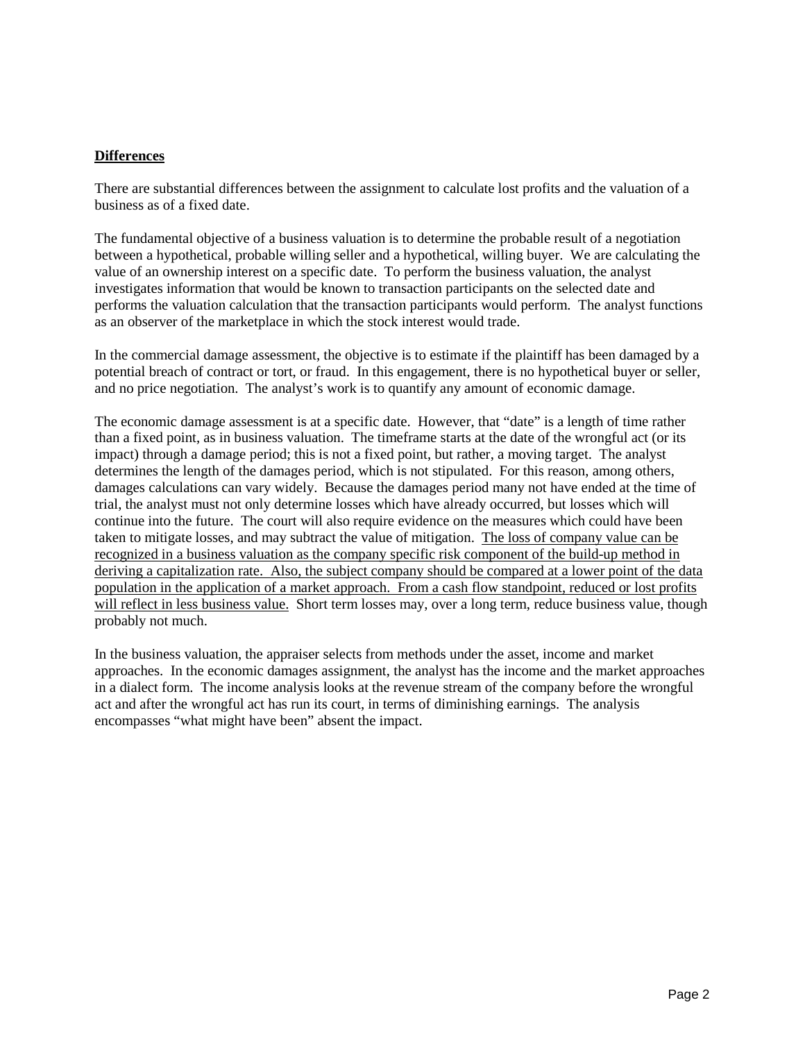**Differences**

There are substantial differences between the assignment to calculate lost profits and the valuation of a business as of a fixed date.

The fundamental objective of a business valuation is to determine the probable result of a negotiation between a hypothetical, probable willing seller and a hypothetical, willing buyer. We are calculating the value of an ownership interest on a specific date. To perform the business valuation, the analyst investigates information that would be known to transaction participants on the selected date and performs the valuation calculation that the transaction participants would perform. The analyst functions as an observer of the marketplace in which the stock interest would trade.

In the commercial damage assessment, the objective is to estimate if the plaintiff has been damaged by a potential breach of contract or tort, or fraud. In this engagement, there is no hypothetical buyer or seller, and no price negotiation. The analyst's work is to quantify any amount of economic damage.

The economic damage assessment is at a specific date. However, that "date" is a length of time rather than a fixed point, as in business valuation. The timeframe starts at the date of the wrongful act (or its impact) through a damage period; this is not a fixed point, but rather, a moving target. The analyst determines the length of the damages period, which is not stipulated. For this reason, among others, damages calculations can vary widely. Because the damages period many not have ended at the time of trial, the analyst must not only determine losses which have already occurred, but losses which will continue into the future. The court will also require evidence on the measures which could have been taken to mitigate losses, and may subtract the value of mitigation. <u>The loss of company value can be recognized in a business valuation as the company specific risk component of the build-up method in deriving a capitalization rate. Also, the subject company should be compared at a lower point of the data population in the application of a market approach. From a cash flow standpoint, reduced or lost profits will reflect in less business value.</u> Short term losses may, over a long term, reduce business value, though probably not much.

In the business valuation, the appraiser selects from methods under the asset, income and market approaches. In the economic damages assignment, the analyst has the income and the market approaches in a dialect form. The income analysis looks at the revenue stream of the company before the wrongful act and after the wrongful act has run its court, in terms of diminishing earnings. The analysis encompasses "what might have been" absent the impact.